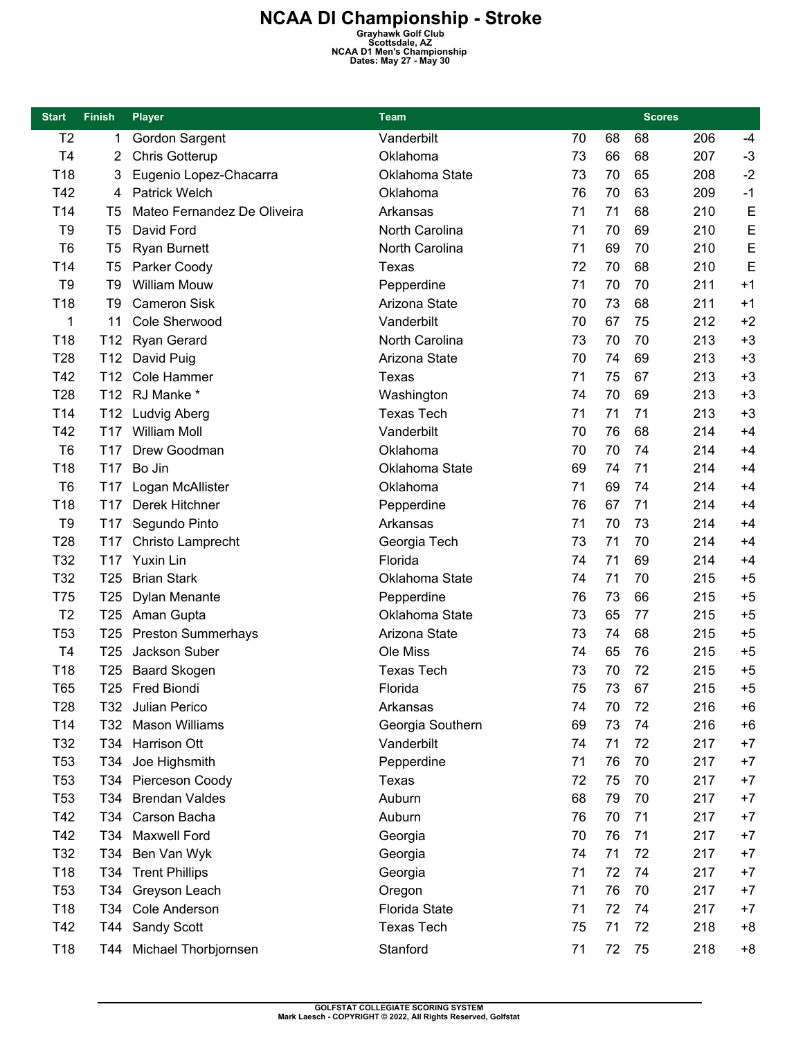# NCAA DI Championship - Stroke

**Grayhawk Golf Club**
**Scottsdale, AZ**
**NCAA D1 Men's Championship**
**Dates: May 27 - May 30**

| Start | Finish | Player | Team | Scores | | | | |
|---|---|---|---|---|---|---|---|---|
| T2 | 1 | Gordon Sargent | Vanderbilt | 70 | 68 | 68 | 206 | -4 |
| T4 | 2 | Chris Gotterup | Oklahoma | 73 | 66 | 68 | 207 | -3 |
| T18 | 3 | Eugenio Lopez-Chacarra | Oklahoma State | 73 | 70 | 65 | 208 | -2 |
| T42 | 4 | Patrick Welch | Oklahoma | 76 | 70 | 63 | 209 | -1 |
| T14 | T5 | Mateo Fernandez De Oliveira | Arkansas | 71 | 71 | 68 | 210 | E |
| T9 | T5 | David Ford | North Carolina | 71 | 70 | 69 | 210 | E |
| T6 | T5 | Ryan Burnett | North Carolina | 71 | 69 | 70 | 210 | E |
| T14 | T5 | Parker Coody | Texas | 72 | 70 | 68 | 210 | E |
| T9 | T9 | William Mouw | Pepperdine | 71 | 70 | 70 | 211 | +1 |
| T18 | T9 | Cameron Sisk | Arizona State | 70 | 73 | 68 | 211 | +1 |
| 1 | 11 | Cole Sherwood | Vanderbilt | 70 | 67 | 75 | 212 | +2 |
| T18 | T12 | Ryan Gerard | North Carolina | 73 | 70 | 70 | 213 | +3 |
| T28 | T12 | David Puig | Arizona State | 70 | 74 | 69 | 213 | +3 |
| T42 | T12 | Cole Hammer | Texas | 71 | 75 | 67 | 213 | +3 |
| T28 | T12 | RJ Manke * | Washington | 74 | 70 | 69 | 213 | +3 |
| T14 | T12 | Ludvig Aberg | Texas Tech | 71 | 71 | 71 | 213 | +3 |
| T42 | T17 | William Moll | Vanderbilt | 70 | 76 | 68 | 214 | +4 |
| T6 | T17 | Drew Goodman | Oklahoma | 70 | 70 | 74 | 214 | +4 |
| T18 | T17 | Bo Jin | Oklahoma State | 69 | 74 | 71 | 214 | +4 |
| T6 | T17 | Logan McAllister | Oklahoma | 71 | 69 | 74 | 214 | +4 |
| T18 | T17 | Derek Hitchner | Pepperdine | 76 | 67 | 71 | 214 | +4 |
| T9 | T17 | Segundo Pinto | Arkansas | 71 | 70 | 73 | 214 | +4 |
| T28 | T17 | Christo Lamprecht | Georgia Tech | 73 | 71 | 70 | 214 | +4 |
| T32 | T17 | Yuxin Lin | Florida | 74 | 71 | 69 | 214 | +4 |
| T32 | T25 | Brian Stark | Oklahoma State | 74 | 71 | 70 | 215 | +5 |
| T75 | T25 | Dylan Menante | Pepperdine | 76 | 73 | 66 | 215 | +5 |
| T2 | T25 | Aman Gupta | Oklahoma State | 73 | 65 | 77 | 215 | +5 |
| T53 | T25 | Preston Summerhays | Arizona State | 73 | 74 | 68 | 215 | +5 |
| T4 | T25 | Jackson Suber | Ole Miss | 74 | 65 | 76 | 215 | +5 |
| T18 | T25 | Baard Skogen | Texas Tech | 73 | 70 | 72 | 215 | +5 |
| T65 | T25 | Fred Biondi | Florida | 75 | 73 | 67 | 215 | +5 |
| T28 | T32 | Julian Perico | Arkansas | 74 | 70 | 72 | 216 | +6 |
| T14 | T32 | Mason Williams | Georgia Southern | 69 | 73 | 74 | 216 | +6 |
| T32 | T34 | Harrison Ott | Vanderbilt | 74 | 71 | 72 | 217 | +7 |
| T53 | T34 | Joe Highsmith | Pepperdine | 71 | 76 | 70 | 217 | +7 |
| T53 | T34 | Pierceson Coody | Texas | 72 | 75 | 70 | 217 | +7 |
| T53 | T34 | Brendan Valdes | Auburn | 68 | 79 | 70 | 217 | +7 |
| T42 | T34 | Carson Bacha | Auburn | 76 | 70 | 71 | 217 | +7 |
| T42 | T34 | Maxwell Ford | Georgia | 70 | 76 | 71 | 217 | +7 |
| T32 | T34 | Ben Van Wyk | Georgia | 74 | 71 | 72 | 217 | +7 |
| T18 | T34 | Trent Phillips | Georgia | 71 | 72 | 74 | 217 | +7 |
| T53 | T34 | Greyson Leach | Oregon | 71 | 76 | 70 | 217 | +7 |
| T18 | T34 | Cole Anderson | Florida State | 71 | 72 | 74 | 217 | +7 |
| T42 | T44 | Sandy Scott | Texas Tech | 75 | 71 | 72 | 218 | +8 |
| T18 | T44 | Michael Thorbjornsen | Stanford | 71 | 72 | 75 | 218 | +8 |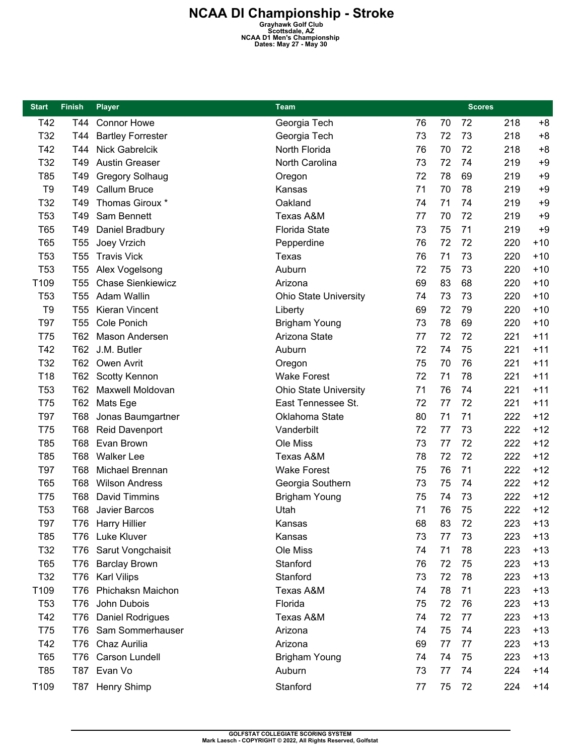# NCAA DI Championship - Stroke

**Grayhawk Golf Club**
**Scottsdale, AZ**
**NCAA D1 Men's Championship**
**Dates: May 27 - May 30**

| Start | Finish | Player | Team | Scores | | | | |
|---|---|---|---|---|---|---|---|---|
| T42 | T44 | Connor Howe | Georgia Tech | 76 | 70 | 72 | 218 | +8 |
| T32 | T44 | Bartley Forrester | Georgia Tech | 73 | 72 | 73 | 218 | +8 |
| T42 | T44 | Nick Gabrelcik | North Florida | 76 | 70 | 72 | 218 | +8 |
| T32 | T49 | Austin Greaser | North Carolina | 73 | 72 | 74 | 219 | +9 |
| T85 | T49 | Gregory Solhaug | Oregon | 72 | 78 | 69 | 219 | +9 |
| T9 | T49 | Callum Bruce | Kansas | 71 | 70 | 78 | 219 | +9 |
| T32 | T49 | Thomas Giroux * | Oakland | 74 | 71 | 74 | 219 | +9 |
| T53 | T49 | Sam Bennett | Texas A&M | 77 | 70 | 72 | 219 | +9 |
| T65 | T49 | Daniel Bradbury | Florida State | 73 | 75 | 71 | 219 | +9 |
| T65 | T55 | Joey Vrzich | Pepperdine | 76 | 72 | 72 | 220 | +10 |
| T53 | T55 | Travis Vick | Texas | 76 | 71 | 73 | 220 | +10 |
| T53 | T55 | Alex Vogelsong | Auburn | 72 | 75 | 73 | 220 | +10 |
| T109 | T55 | Chase Sienkiewicz | Arizona | 69 | 83 | 68 | 220 | +10 |
| T53 | T55 | Adam Wallin | Ohio State University | 74 | 73 | 73 | 220 | +10 |
| T9 | T55 | Kieran Vincent | Liberty | 69 | 72 | 79 | 220 | +10 |
| T97 | T55 | Cole Ponich | Brigham Young | 73 | 78 | 69 | 220 | +10 |
| T75 | T62 | Mason Andersen | Arizona State | 77 | 72 | 72 | 221 | +11 |
| T42 | T62 | J.M. Butler | Auburn | 72 | 74 | 75 | 221 | +11 |
| T32 | T62 | Owen Avrit | Oregon | 75 | 70 | 76 | 221 | +11 |
| T18 | T62 | Scotty Kennon | Wake Forest | 72 | 71 | 78 | 221 | +11 |
| T53 | T62 | Maxwell Moldovan | Ohio State University | 71 | 76 | 74 | 221 | +11 |
| T75 | T62 | Mats Ege | East Tennessee St. | 72 | 77 | 72 | 221 | +11 |
| T97 | T68 | Jonas Baumgartner | Oklahoma State | 80 | 71 | 71 | 222 | +12 |
| T75 | T68 | Reid Davenport | Vanderbilt | 72 | 77 | 73 | 222 | +12 |
| T85 | T68 | Evan Brown | Ole Miss | 73 | 77 | 72 | 222 | +12 |
| T85 | T68 | Walker Lee | Texas A&M | 78 | 72 | 72 | 222 | +12 |
| T97 | T68 | Michael Brennan | Wake Forest | 75 | 76 | 71 | 222 | +12 |
| T65 | T68 | Wilson Andress | Georgia Southern | 73 | 75 | 74 | 222 | +12 |
| T75 | T68 | David Timmins | Brigham Young | 75 | 74 | 73 | 222 | +12 |
| T53 | T68 | Javier Barcos | Utah | 71 | 76 | 75 | 222 | +12 |
| T97 | T76 | Harry Hillier | Kansas | 68 | 83 | 72 | 223 | +13 |
| T85 | T76 | Luke Kluver | Kansas | 73 | 77 | 73 | 223 | +13 |
| T32 | T76 | Sarut Vongchaisit | Ole Miss | 74 | 71 | 78 | 223 | +13 |
| T65 | T76 | Barclay Brown | Stanford | 76 | 72 | 75 | 223 | +13 |
| T32 | T76 | Karl Vilips | Stanford | 73 | 72 | 78 | 223 | +13 |
| T109 | T76 | Phichaksn Maichon | Texas A&M | 74 | 78 | 71 | 223 | +13 |
| T53 | T76 | John Dubois | Florida | 75 | 72 | 76 | 223 | +13 |
| T42 | T76 | Daniel Rodrigues | Texas A&M | 74 | 72 | 77 | 223 | +13 |
| T75 | T76 | Sam Sommerhauser | Arizona | 74 | 75 | 74 | 223 | +13 |
| T42 | T76 | Chaz Aurilia | Arizona | 69 | 77 | 77 | 223 | +13 |
| T65 | T76 | Carson Lundell | Brigham Young | 74 | 74 | 75 | 223 | +13 |
| T85 | T87 | Evan Vo | Auburn | 73 | 77 | 74 | 224 | +14 |
| T109 | T87 | Henry Shimp | Stanford | 77 | 75 | 72 | 224 | +14 |

GOLFSTAT COLLEGIATE SCORING SYSTEM
Mark Laesch - COPYRIGHT © 2022, All Rights Reserved, Golfstat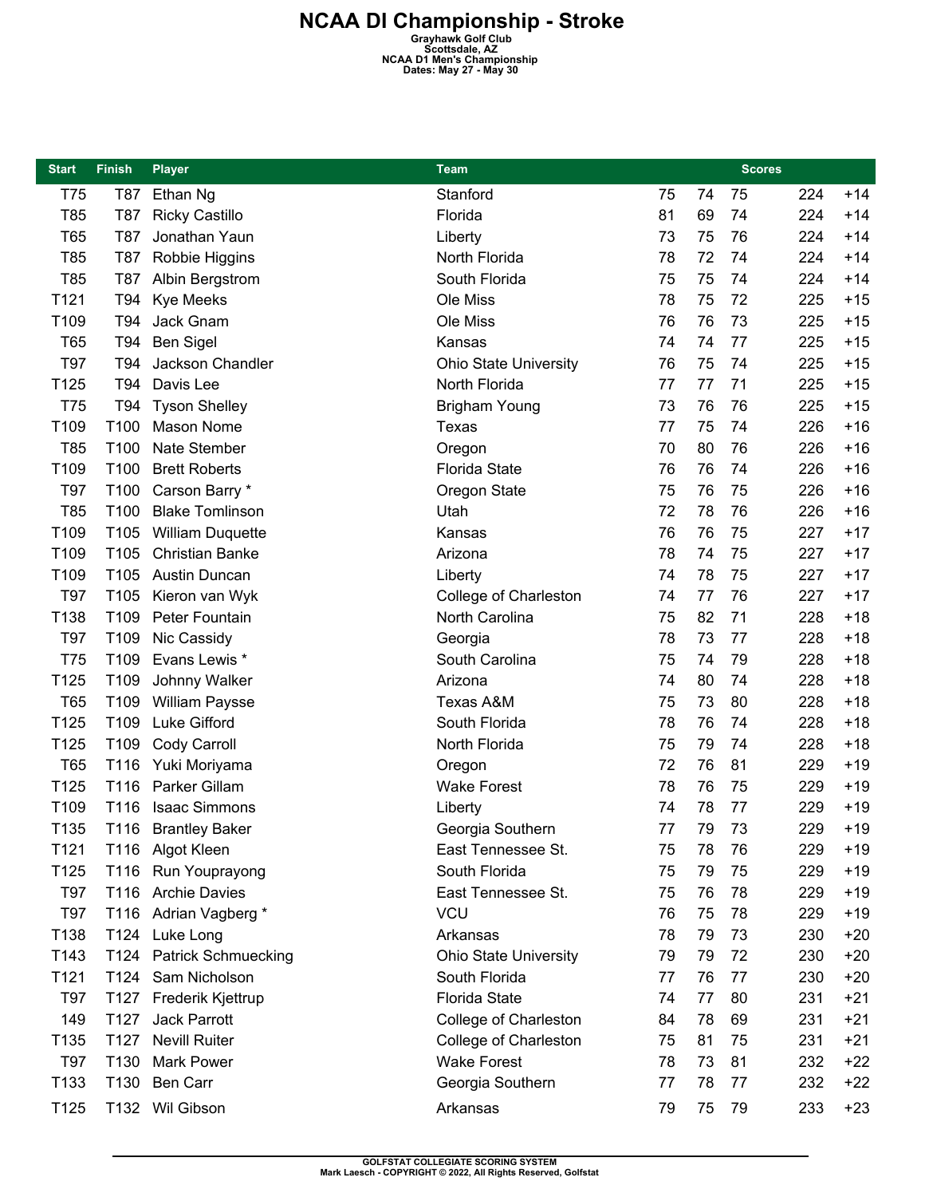# NCAA DI Championship - Stroke

**Grayhawk Golf Club**
**Scottsdale, AZ**
**NCAA D1 Men's Championship**
**Dates: May 27 - May 30**

| Start | Finish | Player | Team | Scores | | | | |
|---|---|---|---|---|---|---|---|---|
| T75 | T87 | Ethan Ng | Stanford | 75 | 74 | 75 | 224 | +14 |
| T85 | T87 | Ricky Castillo | Florida | 81 | 69 | 74 | 224 | +14 |
| T65 | T87 | Jonathan Yaun | Liberty | 73 | 75 | 76 | 224 | +14 |
| T85 | T87 | Robbie Higgins | North Florida | 78 | 72 | 74 | 224 | +14 |
| T85 | T87 | Albin Bergstrom | South Florida | 75 | 75 | 74 | 224 | +14 |
| T121 | T94 | Kye Meeks | Ole Miss | 78 | 75 | 72 | 225 | +15 |
| T109 | T94 | Jack Gnam | Ole Miss | 76 | 76 | 73 | 225 | +15 |
| T65 | T94 | Ben Sigel | Kansas | 74 | 74 | 77 | 225 | +15 |
| T97 | T94 | Jackson Chandler | Ohio State University | 76 | 75 | 74 | 225 | +15 |
| T125 | T94 | Davis Lee | North Florida | 77 | 77 | 71 | 225 | +15 |
| T75 | T94 | Tyson Shelley | Brigham Young | 73 | 76 | 76 | 225 | +15 |
| T109 | T100 | Mason Nome | Texas | 77 | 75 | 74 | 226 | +16 |
| T85 | T100 | Nate Stember | Oregon | 70 | 80 | 76 | 226 | +16 |
| T109 | T100 | Brett Roberts | Florida State | 76 | 76 | 74 | 226 | +16 |
| T97 | T100 | Carson Barry * | Oregon State | 75 | 76 | 75 | 226 | +16 |
| T85 | T100 | Blake Tomlinson | Utah | 72 | 78 | 76 | 226 | +16 |
| T109 | T105 | William Duquette | Kansas | 76 | 76 | 75 | 227 | +17 |
| T109 | T105 | Christian Banke | Arizona | 78 | 74 | 75 | 227 | +17 |
| T109 | T105 | Austin Duncan | Liberty | 74 | 78 | 75 | 227 | +17 |
| T97 | T105 | Kieron van Wyk | College of Charleston | 74 | 77 | 76 | 227 | +17 |
| T138 | T109 | Peter Fountain | North Carolina | 75 | 82 | 71 | 228 | +18 |
| T97 | T109 | Nic Cassidy | Georgia | 78 | 73 | 77 | 228 | +18 |
| T75 | T109 | Evans Lewis * | South Carolina | 75 | 74 | 79 | 228 | +18 |
| T125 | T109 | Johnny Walker | Arizona | 74 | 80 | 74 | 228 | +18 |
| T65 | T109 | William Paysse | Texas A&M | 75 | 73 | 80 | 228 | +18 |
| T125 | T109 | Luke Gifford | South Florida | 78 | 76 | 74 | 228 | +18 |
| T125 | T109 | Cody Carroll | North Florida | 75 | 79 | 74 | 228 | +18 |
| T65 | T116 | Yuki Moriyama | Oregon | 72 | 76 | 81 | 229 | +19 |
| T125 | T116 | Parker Gillam | Wake Forest | 78 | 76 | 75 | 229 | +19 |
| T109 | T116 | Isaac Simmons | Liberty | 74 | 78 | 77 | 229 | +19 |
| T135 | T116 | Brantley Baker | Georgia Southern | 77 | 79 | 73 | 229 | +19 |
| T121 | T116 | Algot Kleen | East Tennessee St. | 75 | 78 | 76 | 229 | +19 |
| T125 | T116 | Run Youprayong | South Florida | 75 | 79 | 75 | 229 | +19 |
| T97 | T116 | Archie Davies | East Tennessee St. | 75 | 76 | 78 | 229 | +19 |
| T97 | T116 | Adrian Vagberg * | VCU | 76 | 75 | 78 | 229 | +19 |
| T138 | T124 | Luke Long | Arkansas | 78 | 79 | 73 | 230 | +20 |
| T143 | T124 | Patrick Schmuecking | Ohio State University | 79 | 79 | 72 | 230 | +20 |
| T121 | T124 | Sam Nicholson | South Florida | 77 | 76 | 77 | 230 | +20 |
| T97 | T127 | Frederik Kjettrup | Florida State | 74 | 77 | 80 | 231 | +21 |
| 149 | T127 | Jack Parrott | College of Charleston | 84 | 78 | 69 | 231 | +21 |
| T135 | T127 | Nevill Ruiter | College of Charleston | 75 | 81 | 75 | 231 | +21 |
| T97 | T130 | Mark Power | Wake Forest | 78 | 73 | 81 | 232 | +22 |
| T133 | T130 | Ben Carr | Georgia Southern | 77 | 78 | 77 | 232 | +22 |
| T125 | T132 | Wil Gibson | Arkansas | 79 | 75 | 79 | 233 | +23 |

GOLFSTAT COLLEGIATE SCORING SYSTEM
Mark Laesch - COPYRIGHT © 2022, All Rights Reserved, Golfstat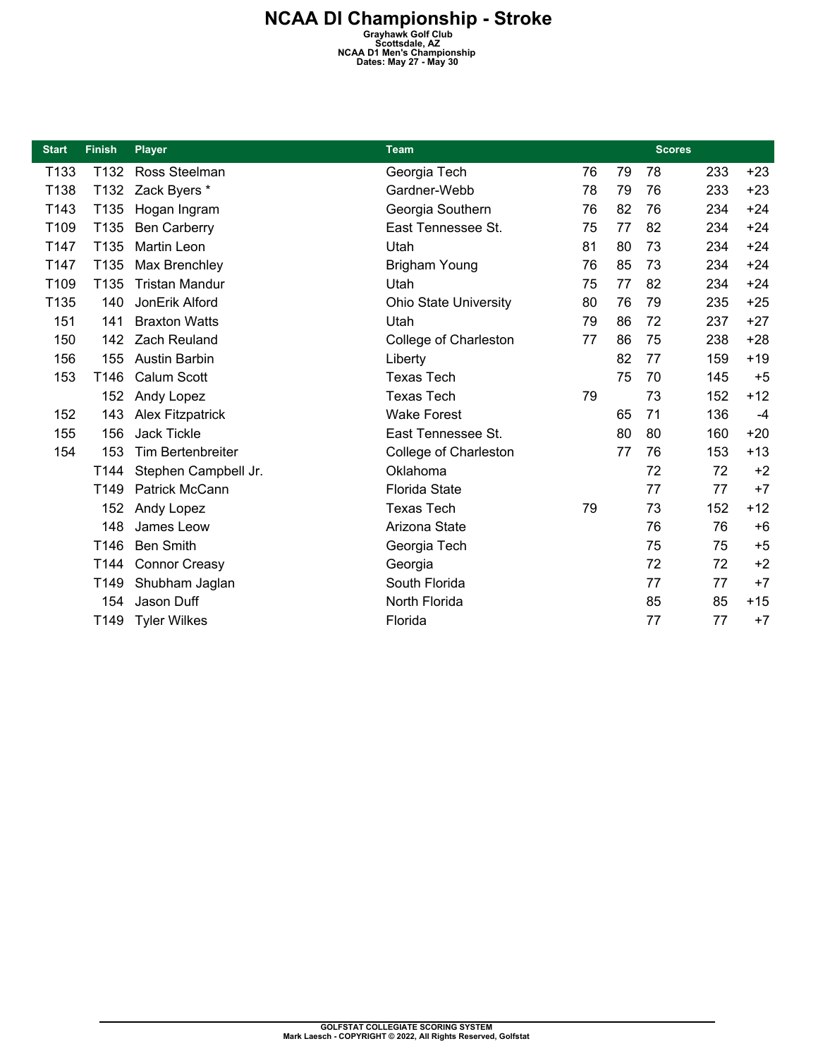# NCAA DI Championship - Stroke

**Grayhawk Golf Club**
**Scottsdale, AZ**
**NCAA D1 Men's Championship**
**Dates: May 27 - May 30**

| Start | Finish | Player | Team | Scores | | | | |
|---|---|---|---|---|---|---|---|---|
| T133 | T132 | Ross Steelman | Georgia Tech | 76 | 79 | 78 | 233 | +23 |
| T138 | T132 | Zack Byers * | Gardner-Webb | 78 | 79 | 76 | 233 | +23 |
| T143 | T135 | Hogan Ingram | Georgia Southern | 76 | 82 | 76 | 234 | +24 |
| T109 | T135 | Ben Carberry | East Tennessee St. | 75 | 77 | 82 | 234 | +24 |
| T147 | T135 | Martin Leon | Utah | 81 | 80 | 73 | 234 | +24 |
| T147 | T135 | Max Brenchley | Brigham Young | 76 | 85 | 73 | 234 | +24 |
| T109 | T135 | Tristan Mandur | Utah | 75 | 77 | 82 | 234 | +24 |
| T135 | 140 | JonErik Alford | Ohio State University | 80 | 76 | 79 | 235 | +25 |
| 151 | 141 | Braxton Watts | Utah | 79 | 86 | 72 | 237 | +27 |
| 150 | 142 | Zach Reuland | College of Charleston | 77 | 86 | 75 | 238 | +28 |
| 156 | 155 | Austin Barbin | Liberty | | 82 | 77 | 159 | +19 |
| 153 | T146 | Calum Scott | Texas Tech | | 75 | 70 | 145 | +5 |
| | 152 | Andy Lopez | Texas Tech | 79 | | 73 | 152 | +12 |
| 152 | 143 | Alex Fitzpatrick | Wake Forest | | 65 | 71 | 136 | -4 |
| 155 | 156 | Jack Tickle | East Tennessee St. | | 80 | 80 | 160 | +20 |
| 154 | 153 | Tim Bertenbreiter | College of Charleston | | 77 | 76 | 153 | +13 |
| | T144 | Stephen Campbell Jr. | Oklahoma | | | 72 | 72 | +2 |
| | T149 | Patrick McCann | Florida State | | | 77 | 77 | +7 |
| | 152 | Andy Lopez | Texas Tech | 79 | | 73 | 152 | +12 |
| | 148 | James Leow | Arizona State | | | 76 | 76 | +6 |
| | T146 | Ben Smith | Georgia Tech | | | 75 | 75 | +5 |
| | T144 | Connor Creasy | Georgia | | | 72 | 72 | +2 |
| | T149 | Shubham Jaglan | South Florida | | | 77 | 77 | +7 |
| | 154 | Jason Duff | North Florida | | | 85 | 85 | +15 |
| | T149 | Tyler Wilkes | Florida | | | 77 | 77 | +7 |